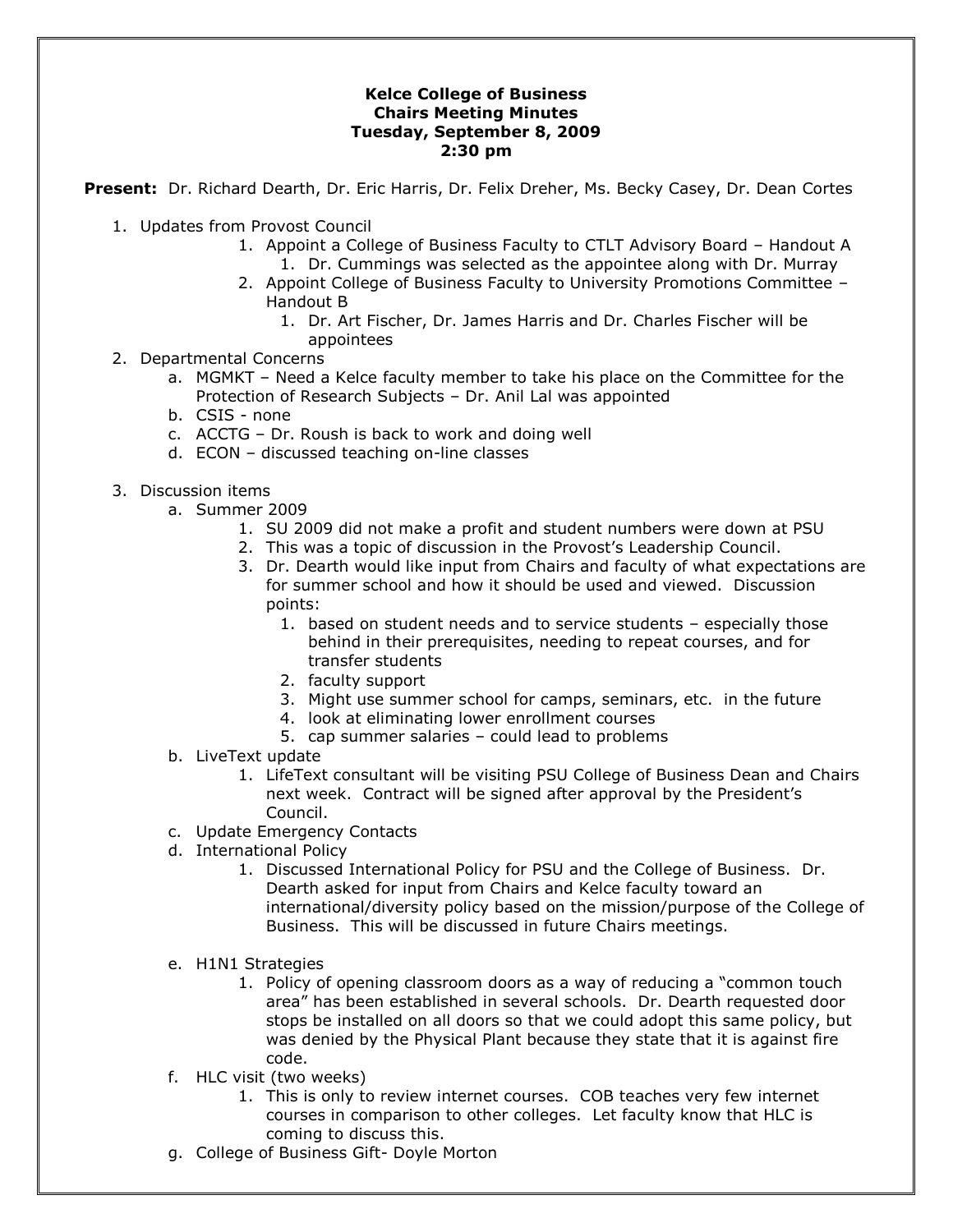**Kelce College of Business**
**Chairs Meeting Minutes**
**Tuesday, September 8, 2009**
**2:30 pm**

**Present:** Dr. Richard Dearth, Dr. Eric Harris, Dr. Felix Dreher, Ms. Becky Casey, Dr. Dean Cortes

1. Updates from Provost Council
    1. Appoint a College of Business Faculty to CTLT Advisory Board – Handout A
        1. Dr. Cummings was selected as the appointee along with Dr. Murray
    2. Appoint College of Business Faculty to University Promotions Committee – Handout B
        1. Dr. Art Fischer, Dr. James Harris and Dr. Charles Fischer will be appointees
2. Departmental Concerns
    a. MGMKT – Need a Kelce faculty member to take his place on the Committee for the Protection of Research Subjects – Dr. Anil Lal was appointed
    b. CSIS - none
    c. ACCTG – Dr. Roush is back to work and doing well
    d. ECON – discussed teaching on-line classes

3. Discussion items
    a. Summer 2009
        1. SU 2009 did not make a profit and student numbers were down at PSU
        2. This was a topic of discussion in the Provost's Leadership Council.
        3. Dr. Dearth would like input from Chairs and faculty of what expectations are for summer school and how it should be used and viewed. Discussion points:
            1. based on student needs and to service students – especially those behind in their prerequisites, needing to repeat courses, and for transfer students
            2. faculty support
            3. Might use summer school for camps, seminars, etc. in the future
            4. look at eliminating lower enrollment courses
            5. cap summer salaries – could lead to problems
    b. LiveText update
        1. LifeText consultant will be visiting PSU College of Business Dean and Chairs next week. Contract will be signed after approval by the President's Council.
    c. Update Emergency Contacts
    d. International Policy
        1. Discussed International Policy for PSU and the College of Business. Dr. Dearth asked for input from Chairs and Kelce faculty toward an international/diversity policy based on the mission/purpose of the College of Business. This will be discussed in future Chairs meetings.

    e. H1N1 Strategies
        1. Policy of opening classroom doors as a way of reducing a "common touch area" has been established in several schools. Dr. Dearth requested door stops be installed on all doors so that we could adopt this same policy, but was denied by the Physical Plant because they state that it is against fire code.
    f. HLC visit (two weeks)
        1. This is only to review internet courses. COB teaches very few internet courses in comparison to other colleges. Let faculty know that HLC is coming to discuss this.
    g. College of Business Gift- Doyle Morton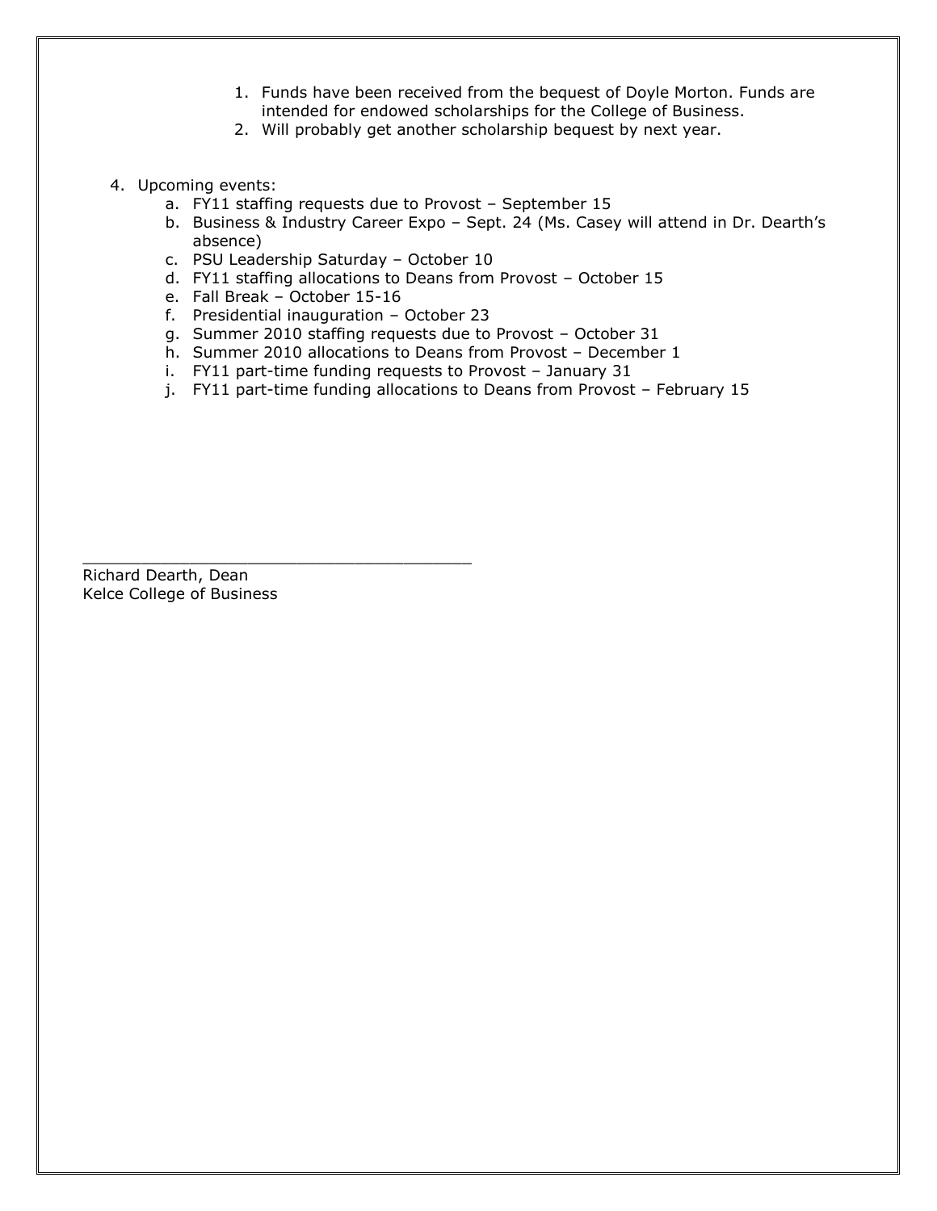1. Funds have been received from the bequest of Doyle Morton. Funds are intended for endowed scholarships for the College of Business.
2. Will probably get another scholarship bequest by next year.

4. Upcoming events:
   a. FY11 staffing requests due to Provost – September 15
   b. Business & Industry Career Expo – Sept. 24 (Ms. Casey will attend in Dr. Dearth's absence)
   c. PSU Leadership Saturday – October 10
   d. FY11 staffing allocations to Deans from Provost – October 15
   e. Fall Break – October 15-16
   f. Presidential inauguration – October 23
   g. Summer 2010 staffing requests due to Provost – October 31
   h. Summer 2010 allocations to Deans from Provost – December 1
   i. FY11 part-time funding requests to Provost – January 31
   j. FY11 part-time funding allocations to Deans from Provost – February 15

\_\_\_\_\_\_\_\_\_\_\_\_\_\_\_\_\_\_\_\_\_\_\_\_\_\_\_\_\_\_\_\_\_\_\_\_\_\_\_\_

Richard Dearth, Dean
Kelce College of Business